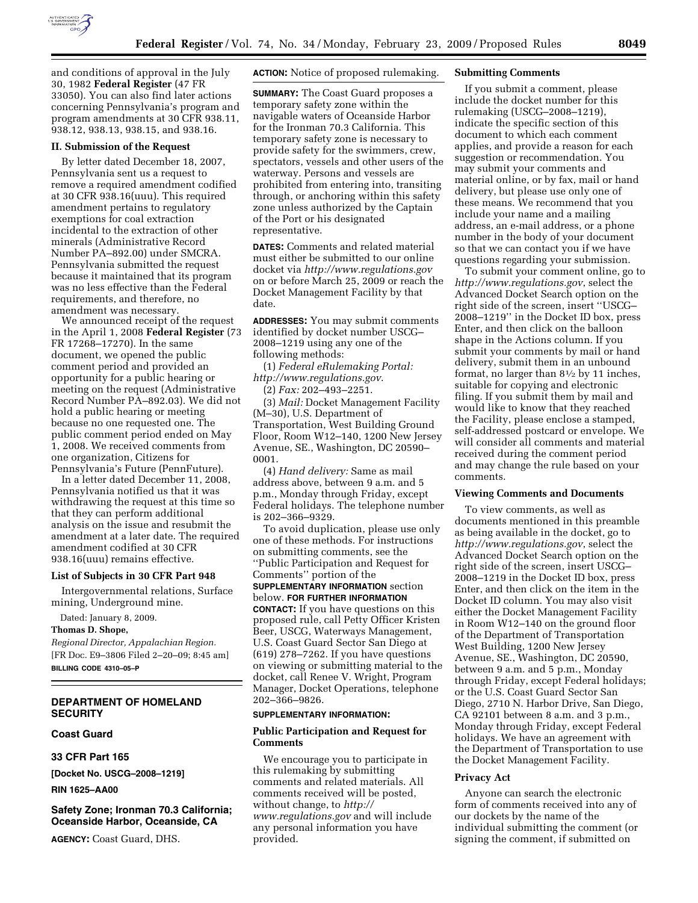and conditions of approval in the July 30, 1982 **Federal Register** (47 FR 33050). You can also find later actions concerning Pennsylvania's program and program amendments at 30 CFR 938.11, 938.12, 938.13, 938.15, and 938.16.

## II. Submission of the Request

By letter dated December 18, 2007, Pennsylvania sent us a request to remove a required amendment codified at 30 CFR 938.16(uuu). This required amendment pertains to regulatory exemptions for coal extraction incidental to the extraction of other minerals (Administrative Record Number PA–892.00) under SMCRA. Pennsylvania submitted the request because it maintained that its program was no less effective than the Federal requirements, and therefore, no amendment was necessary.

We announced receipt of the request in the April 1, 2008 **Federal Register** (73 FR 17268–17270). In the same document, we opened the public comment period and provided an opportunity for a public hearing or meeting on the request (Administrative Record Number PA–892.03). We did not hold a public hearing or meeting because no one requested one. The public comment period ended on May 1, 2008. We received comments from one organization, Citizens for Pennsylvania's Future (PennFuture).

In a letter dated December 11, 2008, Pennsylvania notified us that it was withdrawing the request at this time so that they can perform additional analysis on the issue and resubmit the amendment at a later date. The required amendment codified at 30 CFR 938.16(uuu) remains effective.

## List of Subjects in 30 CFR Part 948

Intergovernmental relations, Surface mining, Underground mine.

Dated: January 8, 2009.

**Thomas D. Shope,**

*Regional Director, Appalachian Region.*

[FR Doc. E9–3806 Filed 2–20–09; 8:45 am]

**BILLING CODE 4310–05–P**

---

# DEPARTMENT OF HOMELAND SECURITY

## Coast Guard

## 33 CFR Part 165

**[Docket No. USCG–2008–1219]**

**RIN 1625–AA00**

## Safety Zone; Ironman 70.3 California; Oceanside Harbor, Oceanside, CA

**AGENCY:** Coast Guard, DHS.

**ACTION:** Notice of proposed rulemaking.

**SUMMARY:** The Coast Guard proposes a temporary safety zone within the navigable waters of Oceanside Harbor for the Ironman 70.3 California. This temporary safety zone is necessary to provide safety for the swimmers, crew, spectators, vessels and other users of the waterway. Persons and vessels are prohibited from entering into, transiting through, or anchoring within this safety zone unless authorized by the Captain of the Port or his designated representative.

**DATES:** Comments and related material must either be submitted to our online docket via *http://www.regulations.gov* on or before March 25, 2009 or reach the Docket Management Facility by that date.

**ADDRESSES:** You may submit comments identified by docket number USCG–2008–1219 using any one of the following methods:

(1) *Federal eRulemaking Portal: http://www.regulations.gov*.

(2) *Fax:* 202–493–2251.

(3) *Mail:* Docket Management Facility (M–30), U.S. Department of Transportation, West Building Ground Floor, Room W12–140, 1200 New Jersey Avenue, SE., Washington, DC 20590–0001.

(4) *Hand delivery:* Same as mail address above, between 9 a.m. and 5 p.m., Monday through Friday, except Federal holidays. The telephone number is 202–366–9329.

To avoid duplication, please use only one of these methods. For instructions on submitting comments, see the ''Public Participation and Request for Comments'' portion of the **SUPPLEMENTARY INFORMATION** section below.

**FOR FURTHER INFORMATION CONTACT:** If you have questions on this proposed rule, call Petty Officer Kristen Beer, USCG, Waterways Management, U.S. Coast Guard Sector San Diego at (619) 278–7262. If you have questions on viewing or submitting material to the docket, call Renee V. Wright, Program Manager, Docket Operations, telephone 202–366–9826.

**SUPPLEMENTARY INFORMATION:**

### Public Participation and Request for Comments

We encourage you to participate in this rulemaking by submitting comments and related materials. All comments received will be posted, without change, to *http://www.regulations.gov* and will include any personal information you have provided.

### Submitting Comments

If you submit a comment, please include the docket number for this rulemaking (USCG–2008–1219), indicate the specific section of this document to which each comment applies, and provide a reason for each suggestion or recommendation. You may submit your comments and material online, or by fax, mail or hand delivery, but please use only one of these means. We recommend that you include your name and a mailing address, an e-mail address, or a phone number in the body of your document so that we can contact you if we have questions regarding your submission.

To submit your comment online, go to *http://www.regulations.gov*, select the Advanced Docket Search option on the right side of the screen, insert ''USCG–2008–1219'' in the Docket ID box, press Enter, and then click on the balloon shape in the Actions column. If you submit your comments by mail or hand delivery, submit them in an unbound format, no larger than 8½ by 11 inches, suitable for copying and electronic filing. If you submit them by mail and would like to know that they reached the Facility, please enclose a stamped, self-addressed postcard or envelope. We will consider all comments and material received during the comment period and may change the rule based on your comments.

### Viewing Comments and Documents

To view comments, as well as documents mentioned in this preamble as being available in the docket, go to *http://www.regulations.gov*, select the Advanced Docket Search option on the right side of the screen, insert USCG–2008–1219 in the Docket ID box, press Enter, and then click on the item in the Docket ID column. You may also visit either the Docket Management Facility in Room W12–140 on the ground floor of the Department of Transportation West Building, 1200 New Jersey Avenue, SE., Washington, DC 20590, between 9 a.m. and 5 p.m., Monday through Friday, except Federal holidays; or the U.S. Coast Guard Sector San Diego, 2710 N. Harbor Drive, San Diego, CA 92101 between 8 a.m. and 3 p.m., Monday through Friday, except Federal holidays. We have an agreement with the Department of Transportation to use the Docket Management Facility.

### Privacy Act

Anyone can search the electronic form of comments received into any of our dockets by the name of the individual submitting the comment (or signing the comment, if submitted on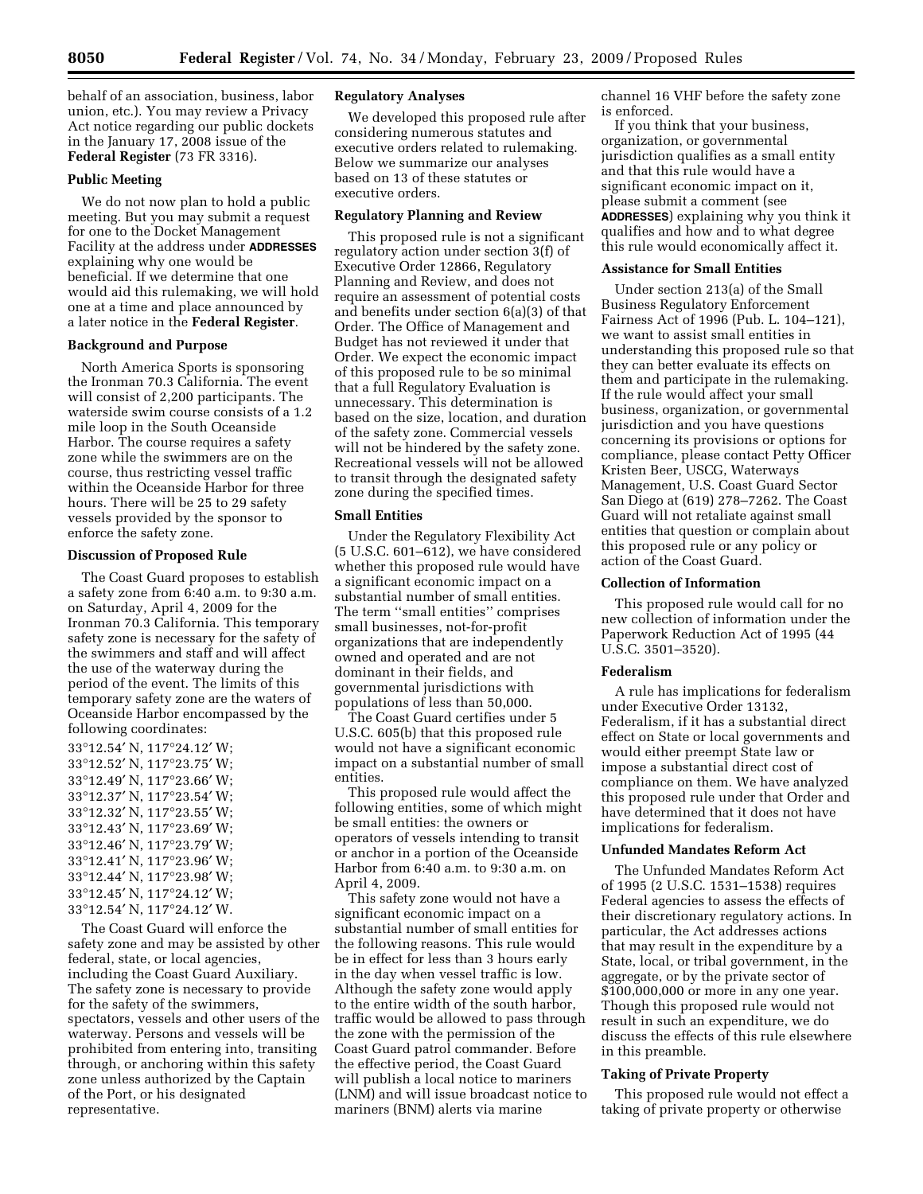behalf of an association, business, labor union, etc.). You may review a Privacy Act notice regarding our public dockets in the January 17, 2008 issue of the **Federal Register** (73 FR 3316).

### Public Meeting

We do not now plan to hold a public meeting. But you may submit a request for one to the Docket Management Facility at the address under **ADDRESSES** explaining why one would be beneficial. If we determine that one would aid this rulemaking, we will hold one at a time and place announced by a later notice in the **Federal Register**.

### Background and Purpose

North America Sports is sponsoring the Ironman 70.3 California. The event will consist of 2,200 participants. The waterside swim course consists of a 1.2 mile loop in the South Oceanside Harbor. The course requires a safety zone while the swimmers are on the course, thus restricting vessel traffic within the Oceanside Harbor for three hours. There will be 25 to 29 safety vessels provided by the sponsor to enforce the safety zone.

### Discussion of Proposed Rule

The Coast Guard proposes to establish a safety zone from 6:40 a.m. to 9:30 a.m. on Saturday, April 4, 2009 for the Ironman 70.3 California. This temporary safety zone is necessary for the safety of the swimmers and staff and will affect the use of the waterway during the period of the event. The limits of this temporary safety zone are the waters of Oceanside Harbor encompassed by the following coordinates:

33°12.54′ N, 117°24.12′ W;
33°12.52′ N, 117°23.75′ W;
33°12.49′ N, 117°23.66′ W;
33°12.37′ N, 117°23.54′ W;
33°12.32′ N, 117°23.55′ W;
33°12.43′ N, 117°23.69′ W;
33°12.46′ N, 117°23.79′ W;
33°12.41′ N, 117°23.96′ W;
33°12.44′ N, 117°23.98′ W;
33°12.45′ N, 117°24.12′ W;
33°12.54′ N, 117°24.12′ W.

The Coast Guard will enforce the safety zone and may be assisted by other federal, state, or local agencies, including the Coast Guard Auxiliary. The safety zone is necessary to provide for the safety of the swimmers, spectators, vessels and other users of the waterway. Persons and vessels will be prohibited from entering into, transiting through, or anchoring within this safety zone unless authorized by the Captain of the Port, or his designated representative.

### Regulatory Analyses

We developed this proposed rule after considering numerous statutes and executive orders related to rulemaking. Below we summarize our analyses based on 13 of these statutes or executive orders.

### Regulatory Planning and Review

This proposed rule is not a significant regulatory action under section 3(f) of Executive Order 12866, Regulatory Planning and Review, and does not require an assessment of potential costs and benefits under section 6(a)(3) of that Order. The Office of Management and Budget has not reviewed it under that Order. We expect the economic impact of this proposed rule to be so minimal that a full Regulatory Evaluation is unnecessary. This determination is based on the size, location, and duration of the safety zone. Commercial vessels will not be hindered by the safety zone. Recreational vessels will not be allowed to transit through the designated safety zone during the specified times.

### Small Entities

Under the Regulatory Flexibility Act (5 U.S.C. 601–612), we have considered whether this proposed rule would have a significant economic impact on a substantial number of small entities. The term ''small entities'' comprises small businesses, not-for-profit organizations that are independently owned and operated and are not dominant in their fields, and governmental jurisdictions with populations of less than 50,000.

The Coast Guard certifies under 5 U.S.C. 605(b) that this proposed rule would not have a significant economic impact on a substantial number of small entities.

This proposed rule would affect the following entities, some of which might be small entities: the owners or operators of vessels intending to transit or anchor in a portion of the Oceanside Harbor from 6:40 a.m. to 9:30 a.m. on April 4, 2009.

This safety zone would not have a significant economic impact on a substantial number of small entities for the following reasons. This rule would be in effect for less than 3 hours early in the day when vessel traffic is low. Although the safety zone would apply to the entire width of the south harbor, traffic would be allowed to pass through the zone with the permission of the Coast Guard patrol commander. Before the effective period, the Coast Guard will publish a local notice to mariners (LNM) and will issue broadcast notice to mariners (BNM) alerts via marine channel 16 VHF before the safety zone is enforced.

If you think that your business, organization, or governmental jurisdiction qualifies as a small entity and that this rule would have a significant economic impact on it, please submit a comment (see **ADDRESSES**) explaining why you think it qualifies and how and to what degree this rule would economically affect it.

### Assistance for Small Entities

Under section 213(a) of the Small Business Regulatory Enforcement Fairness Act of 1996 (Pub. L. 104–121), we want to assist small entities in understanding this proposed rule so that they can better evaluate its effects on them and participate in the rulemaking. If the rule would affect your small business, organization, or governmental jurisdiction and you have questions concerning its provisions or options for compliance, please contact Petty Officer Kristen Beer, USCG, Waterways Management, U.S. Coast Guard Sector San Diego at (619) 278–7262. The Coast Guard will not retaliate against small entities that question or complain about this proposed rule or any policy or action of the Coast Guard.

### Collection of Information

This proposed rule would call for no new collection of information under the Paperwork Reduction Act of 1995 (44 U.S.C. 3501–3520).

### Federalism

A rule has implications for federalism under Executive Order 13132, Federalism, if it has a substantial direct effect on State or local governments and would either preempt State law or impose a substantial direct cost of compliance on them. We have analyzed this proposed rule under that Order and have determined that it does not have implications for federalism.

### Unfunded Mandates Reform Act

The Unfunded Mandates Reform Act of 1995 (2 U.S.C. 1531–1538) requires Federal agencies to assess the effects of their discretionary regulatory actions. In particular, the Act addresses actions that may result in the expenditure by a State, local, or tribal government, in the aggregate, or by the private sector of $100,000,000 or more in any one year. Though this proposed rule would not result in such an expenditure, we do discuss the effects of this rule elsewhere in this preamble.

### Taking of Private Property

This proposed rule would not effect a taking of private property or otherwise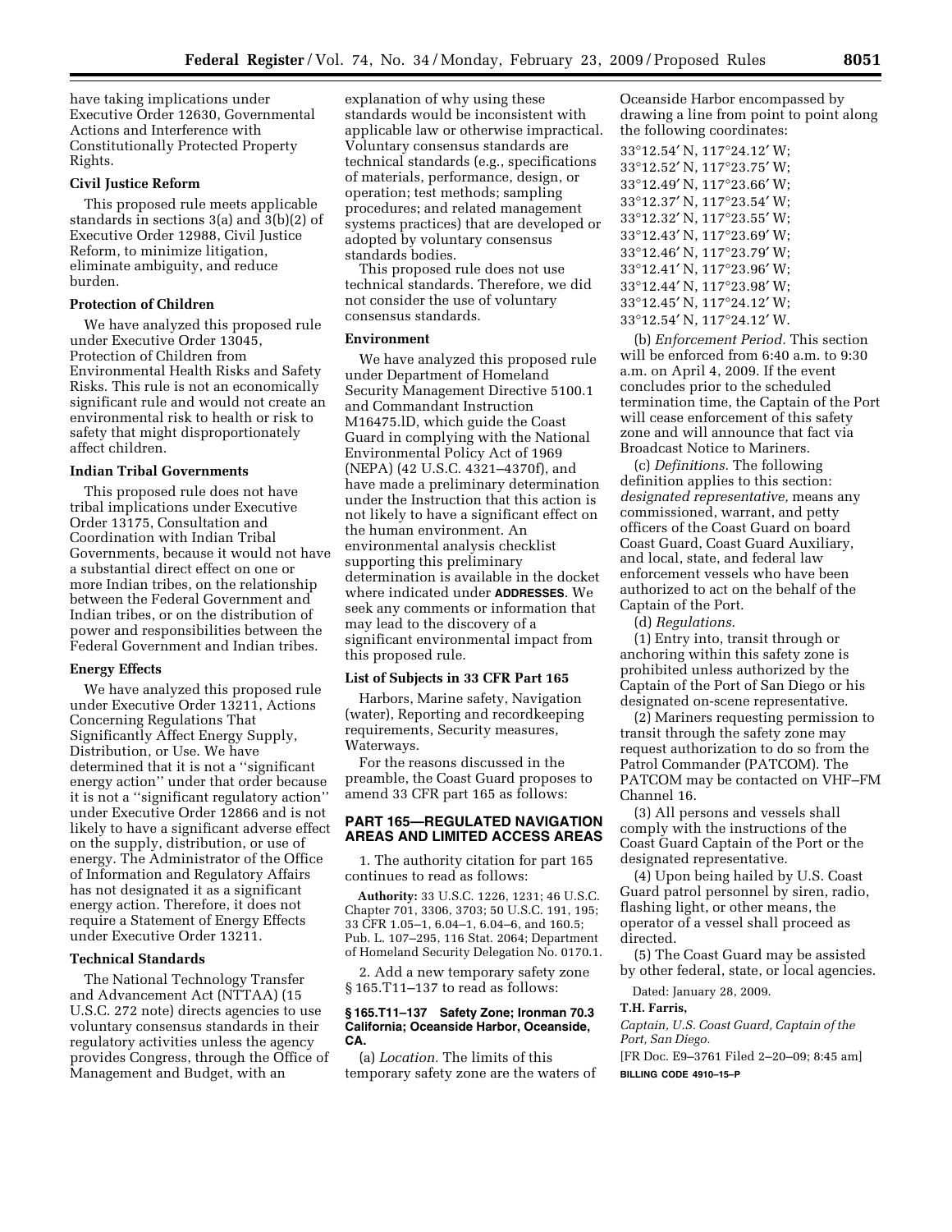have taking implications under Executive Order 12630, Governmental Actions and Interference with Constitutionally Protected Property Rights.

### Civil Justice Reform

This proposed rule meets applicable standards in sections 3(a) and 3(b)(2) of Executive Order 12988, Civil Justice Reform, to minimize litigation, eliminate ambiguity, and reduce burden.

### Protection of Children

We have analyzed this proposed rule under Executive Order 13045, Protection of Children from Environmental Health Risks and Safety Risks. This rule is not an economically significant rule and would not create an environmental risk to health or risk to safety that might disproportionately affect children.

### Indian Tribal Governments

This proposed rule does not have tribal implications under Executive Order 13175, Consultation and Coordination with Indian Tribal Governments, because it would not have a substantial direct effect on one or more Indian tribes, on the relationship between the Federal Government and Indian tribes, or on the distribution of power and responsibilities between the Federal Government and Indian tribes.

### Energy Effects

We have analyzed this proposed rule under Executive Order 13211, Actions Concerning Regulations That Significantly Affect Energy Supply, Distribution, or Use. We have determined that it is not a ''significant energy action'' under that order because it is not a ''significant regulatory action'' under Executive Order 12866 and is not likely to have a significant adverse effect on the supply, distribution, or use of energy. The Administrator of the Office of Information and Regulatory Affairs has not designated it as a significant energy action. Therefore, it does not require a Statement of Energy Effects under Executive Order 13211.

### Technical Standards

The National Technology Transfer and Advancement Act (NTTAA) (15 U.S.C. 272 note) directs agencies to use voluntary consensus standards in their regulatory activities unless the agency provides Congress, through the Office of Management and Budget, with an explanation of why using these standards would be inconsistent with applicable law or otherwise impractical. Voluntary consensus standards are technical standards (e.g., specifications of materials, performance, design, or operation; test methods; sampling procedures; and related management systems practices) that are developed or adopted by voluntary consensus standards bodies.

This proposed rule does not use technical standards. Therefore, we did not consider the use of voluntary consensus standards.

### Environment

We have analyzed this proposed rule under Department of Homeland Security Management Directive 5100.1 and Commandant Instruction M16475.lD, which guide the Coast Guard in complying with the National Environmental Policy Act of 1969 (NEPA) (42 U.S.C. 4321–4370f), and have made a preliminary determination under the Instruction that this action is not likely to have a significant effect on the human environment. An environmental analysis checklist supporting this preliminary determination is available in the docket where indicated under **ADDRESSES**. We seek any comments or information that may lead to the discovery of a significant environmental impact from this proposed rule.

### List of Subjects in 33 CFR Part 165

Harbors, Marine safety, Navigation (water), Reporting and recordkeeping requirements, Security measures, Waterways.

For the reasons discussed in the preamble, the Coast Guard proposes to amend 33 CFR part 165 as follows:

## PART 165—REGULATED NAVIGATION AREAS AND LIMITED ACCESS AREAS

1. The authority citation for part 165 continues to read as follows:

**Authority:** 33 U.S.C. 1226, 1231; 46 U.S.C. Chapter 701, 3306, 3703; 50 U.S.C. 191, 195; 33 CFR 1.05–1, 6.04–1, 6.04–6, and 160.5; Pub. L. 107–295, 116 Stat. 2064; Department of Homeland Security Delegation No. 0170.1.

2. Add a new temporary safety zone § 165.T11–137 to read as follows:

### § 165.T11–137 Safety Zone; Ironman 70.3 California; Oceanside Harbor, Oceanside, CA.

(a) *Location.* The limits of this temporary safety zone are the waters of Oceanside Harbor encompassed by drawing a line from point to point along the following coordinates:

33°12.54′ N, 117°24.12′ W;
33°12.52′ N, 117°23.75′ W;
33°12.49′ N, 117°23.66′ W;
33°12.37′ N, 117°23.54′ W;
33°12.32′ N, 117°23.55′ W;
33°12.43′ N, 117°23.69′ W;
33°12.46′ N, 117°23.79′ W;
33°12.41′ N, 117°23.96′ W;
33°12.44′ N, 117°23.98′ W;
33°12.45′ N, 117°24.12′ W;
33°12.54′ N, 117°24.12′ W.

(b) *Enforcement Period.* This section will be enforced from 6:40 a.m. to 9:30 a.m. on April 4, 2009. If the event concludes prior to the scheduled termination time, the Captain of the Port will cease enforcement of this safety zone and will announce that fact via Broadcast Notice to Mariners.

(c) *Definitions.* The following definition applies to this section: *designated representative,* means any commissioned, warrant, and petty officers of the Coast Guard on board Coast Guard, Coast Guard Auxiliary, and local, state, and federal law enforcement vessels who have been authorized to act on the behalf of the Captain of the Port.

(d) *Regulations.*

(1) Entry into, transit through or anchoring within this safety zone is prohibited unless authorized by the Captain of the Port of San Diego or his designated on-scene representative.

(2) Mariners requesting permission to transit through the safety zone may request authorization to do so from the Patrol Commander (PATCOM). The PATCOM may be contacted on VHF–FM Channel 16.

(3) All persons and vessels shall comply with the instructions of the Coast Guard Captain of the Port or the designated representative.

(4) Upon being hailed by U.S. Coast Guard patrol personnel by siren, radio, flashing light, or other means, the operator of a vessel shall proceed as directed.

(5) The Coast Guard may be assisted by other federal, state, or local agencies.

Dated: January 28, 2009.

**T.H. Farris,**

*Captain, U.S. Coast Guard, Captain of the Port, San Diego.*

[FR Doc. E9–3761 Filed 2–20–09; 8:45 am]

**BILLING CODE 4910–15–P**